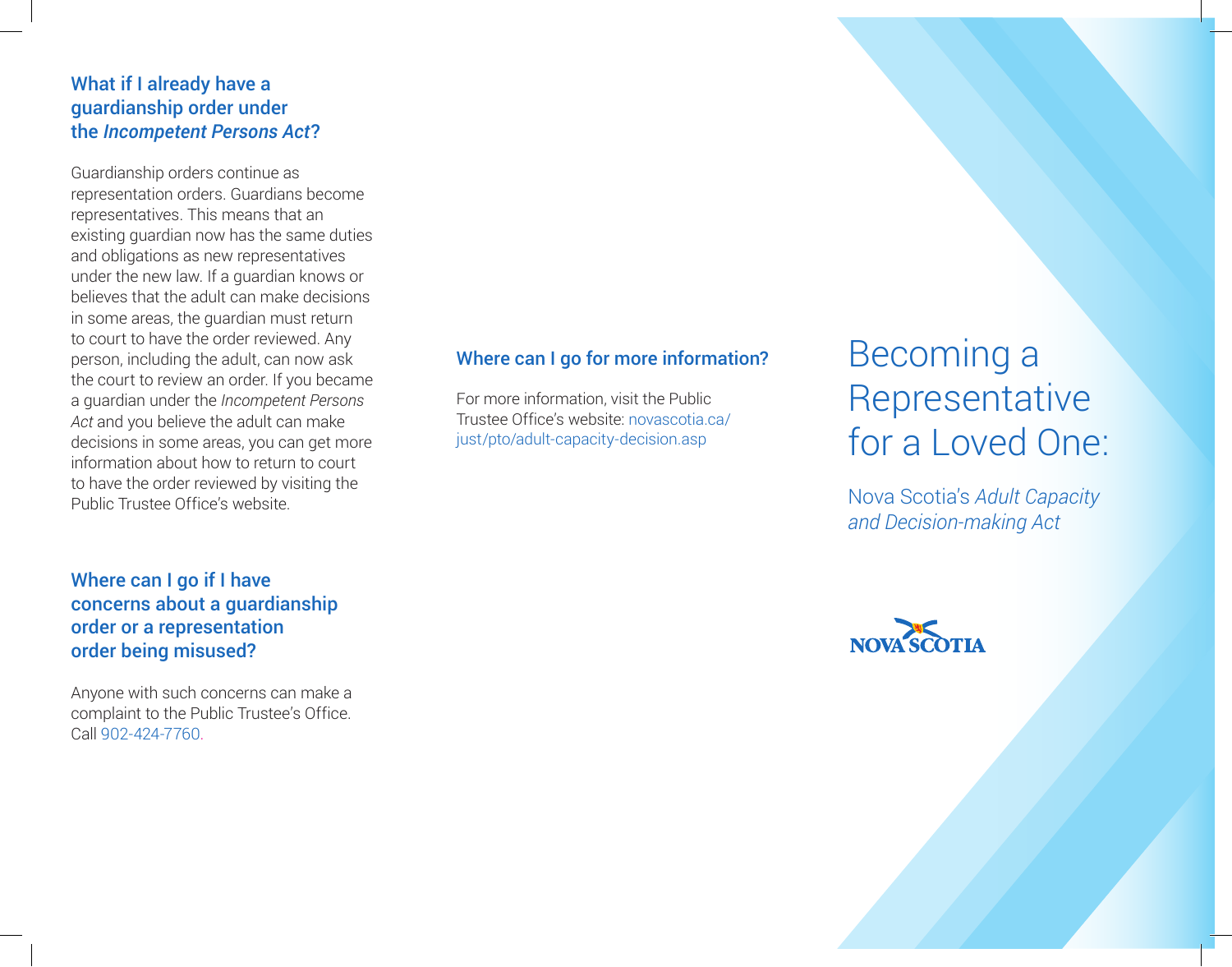## What if I already have a guardianship order under the *Incompetent Persons Act*?

Guardianship orders continue as representation orders. Guardians become representatives. This means that an existing guardian now has the same duties and obligations as new representatives under the new law. If a guardian knows or believes that the adult can make decisions in some areas, the guardian must return to court to have the order reviewed. Any person, including the adult, can now ask the court to review an order. If you became a guardian under the *Incompetent Persons Act* and you believe the adult can make decisions in some areas, you can get more information about how to return to court to have the order reviewed by visiting the Public Trustee Office's website.

## Where can I go if I have concerns about a guardianship order or a representation order being misused?

Anyone with such concerns can make a complaint to the Public Trustee's Office. Call 902-424-7760.

## Where can I go for more information?

For more information, visit the Public Trustee Office's website: novascotia.ca/just/pto/adult-capacity-decision.asp

# Becoming a Representative for a Loved One:

Nova Scotia's *Adult Capacity and Decision-making Act*

NOVA SCOTIA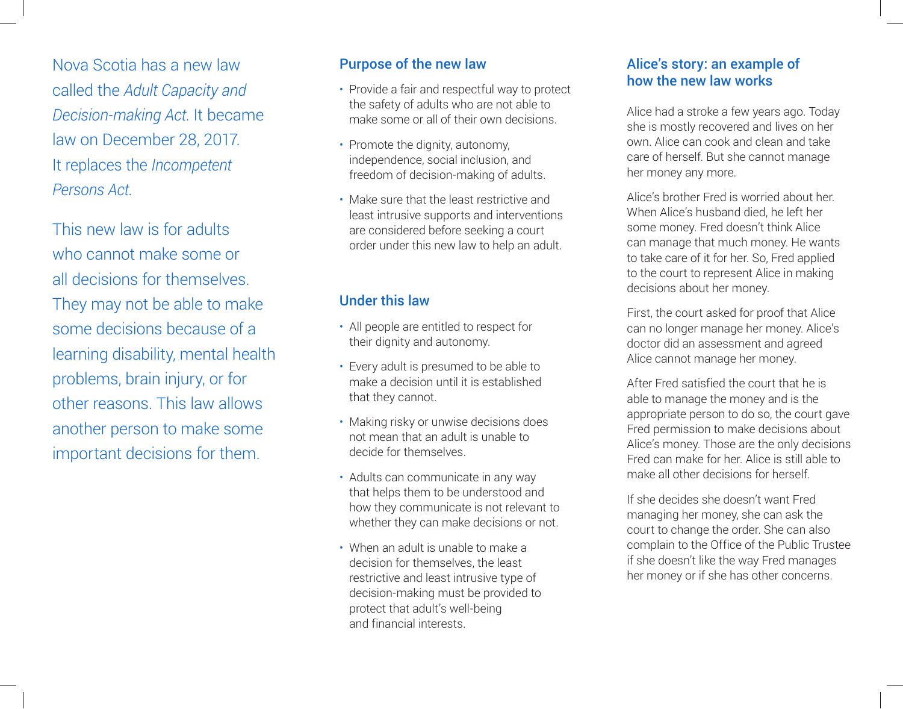Nova Scotia has a new law called the *Adult Capacity and Decision-making Act*. It became law on December 28, 2017. It replaces the *Incompetent Persons Act*.

This new law is for adults who cannot make some or all decisions for themselves. They may not be able to make some decisions because of a learning disability, mental health problems, brain injury, or for other reasons. This law allows another person to make some important decisions for them.

## Purpose of the new law

- Provide a fair and respectful way to protect the safety of adults who are not able to make some or all of their own decisions.
- Promote the dignity, autonomy, independence, social inclusion, and freedom of decision-making of adults.
- Make sure that the least restrictive and least intrusive supports and interventions are considered before seeking a court order under this new law to help an adult.

## Under this law

- All people are entitled to respect for their dignity and autonomy.
- Every adult is presumed to be able to make a decision until it is established that they cannot.
- Making risky or unwise decisions does not mean that an adult is unable to decide for themselves.
- Adults can communicate in any way that helps them to be understood and how they communicate is not relevant to whether they can make decisions or not.
- When an adult is unable to make a decision for themselves, the least restrictive and least intrusive type of decision-making must be provided to protect that adult's well-being and financial interests.

## Alice's story: an example of how the new law works

Alice had a stroke a few years ago. Today she is mostly recovered and lives on her own. Alice can cook and clean and take care of herself. But she cannot manage her money any more.

Alice's brother Fred is worried about her. When Alice's husband died, he left her some money. Fred doesn't think Alice can manage that much money. He wants to take care of it for her. So, Fred applied to the court to represent Alice in making decisions about her money.

First, the court asked for proof that Alice can no longer manage her money. Alice's doctor did an assessment and agreed Alice cannot manage her money.

After Fred satisfied the court that he is able to manage the money and is the appropriate person to do so, the court gave Fred permission to make decisions about Alice's money. Those are the only decisions Fred can make for her. Alice is still able to make all other decisions for herself.

If she decides she doesn't want Fred managing her money, she can ask the court to change the order. She can also complain to the Office of the Public Trustee if she doesn't like the way Fred manages her money or if she has other concerns.